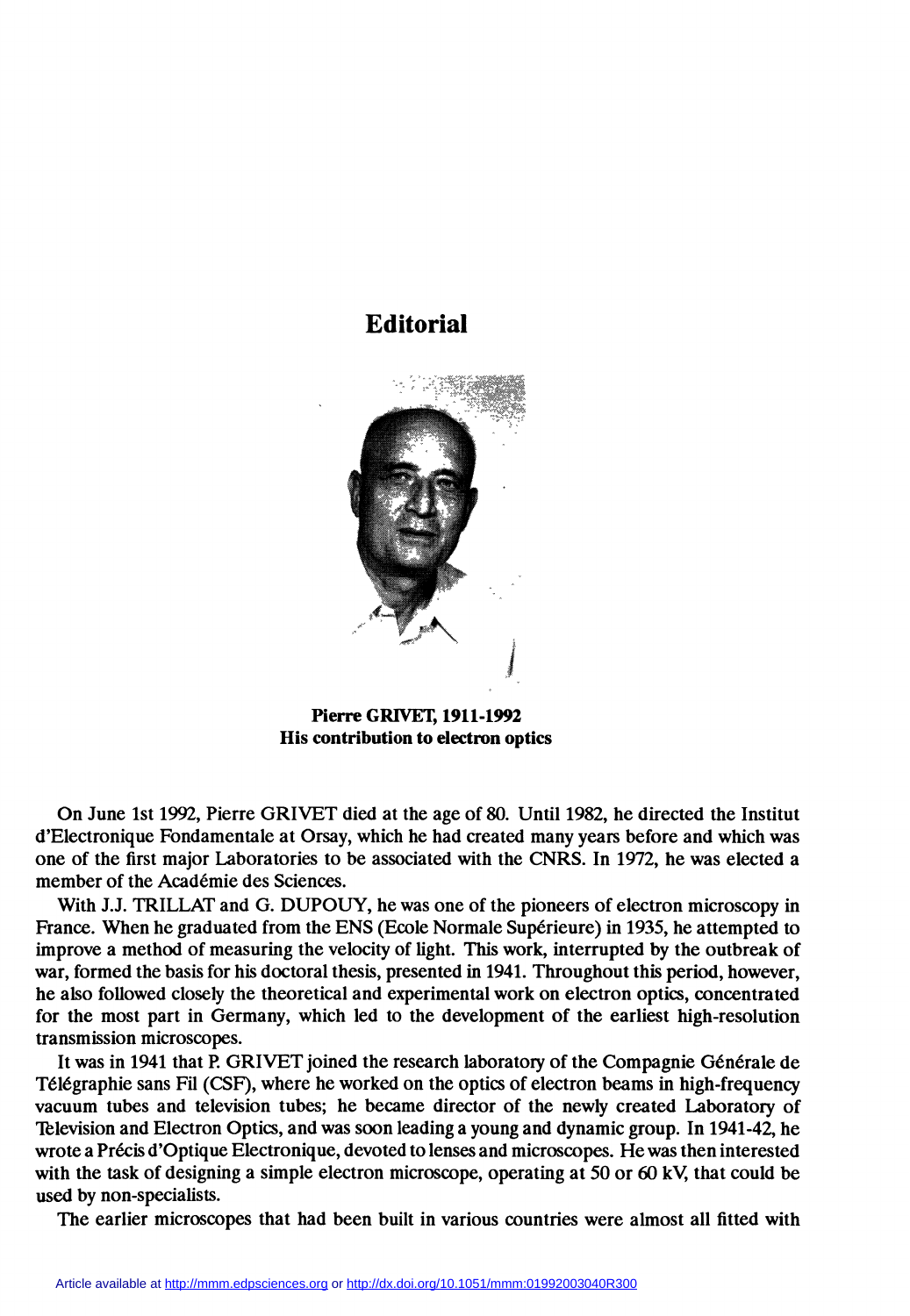# Editorial

**Pierre GRIVET, 1911-1992**
**His contribution to electron optics**

On June 1st 1992, Pierre GRIVET died at the age of 80. Until 1982, he directed the Institut d'Electronique Fondamentale at Orsay, which he had created many years before and which was one of the first major Laboratories to be associated with the CNRS. In 1972, he was elected a member of the Académie des Sciences.

With J.J. TRILLAT and G. DUPOUY, he was one of the pioneers of electron microscopy in France. When he graduated from the ENS (Ecole Normale Supérieure) in 1935, he attempted to improve a method of measuring the velocity of light. This work, interrupted by the outbreak of war, formed the basis for his doctoral thesis, presented in 1941. Throughout this period, however, he also followed closely the theoretical and experimental work on electron optics, concentrated for the most part in Germany, which led to the development of the earliest high-resolution transmission microscopes.

It was in 1941 that P. GRIVET joined the research laboratory of the Compagnie Générale de Télégraphie sans Fil (CSF), where he worked on the optics of electron beams in high-frequency vacuum tubes and television tubes; he became director of the newly created Laboratory of Television and Electron Optics, and was soon leading a young and dynamic group. In 1941-42, he wrote a Précis d'Optique Electronique, devoted to lenses and microscopes. He was then interested with the task of designing a simple electron microscope, operating at 50 or 60 kV, that could be used by non-specialists.

The earlier microscopes that had been built in various countries were almost all fitted with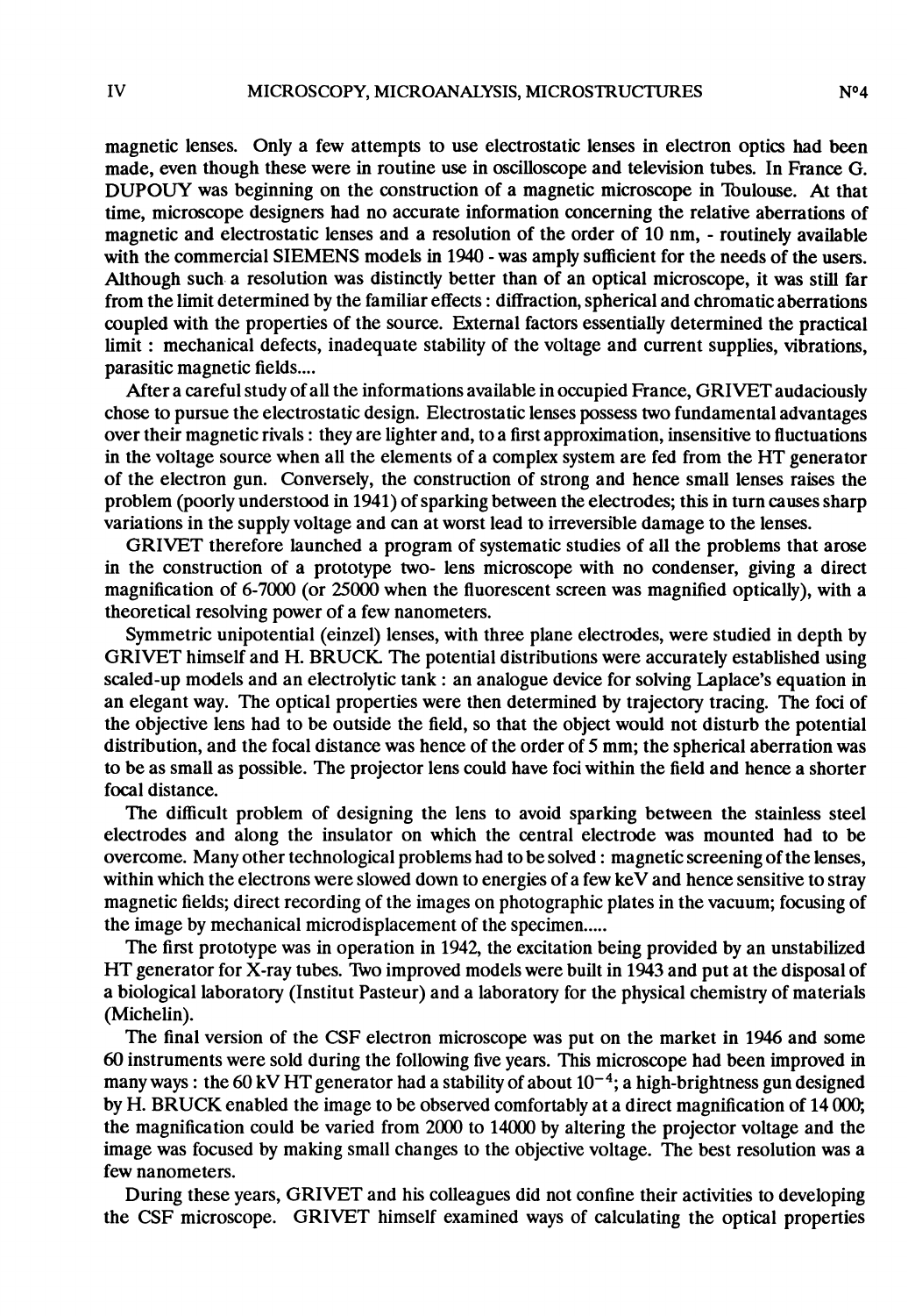magnetic lenses. Only a few attempts to use electrostatic lenses in electron optics had been made, even though these were in routine use in oscilloscope and television tubes. In France G. DUPOUY was beginning on the construction of a magnetic microscope in Toulouse. At that time, microscope designers had no accurate information concerning the relative aberrations of magnetic and electrostatic lenses and a resolution of the order of 10 nm, - routinely available with the commercial SIEMENS models in 1940 - was amply sufficient for the needs of the users. Although such a resolution was distinctly better than of an optical microscope, it was still far from the limit determined by the familiar effects : diffraction, spherical and chromatic aberrations coupled with the properties of the source. External factors essentially determined the practical limit : mechanical defects, inadequate stability of the voltage and current supplies, vibrations, parasitic magnetic fields....

After a careful study of all the informations available in occupied France, GRIVET audaciously chose to pursue the electrostatic design. Electrostatic lenses possess two fundamental advantages over their magnetic rivals : they are lighter and, to a first approximation, insensitive to fluctuations in the voltage source when all the elements of a complex system are fed from the HT generator of the electron gun. Conversely, the construction of strong and hence small lenses raises the problem (poorly understood in 1941) of sparking between the electrodes; this in turn causes sharp variations in the supply voltage and can at worst lead to irreversible damage to the lenses.

GRIVET therefore launched a program of systematic studies of all the problems that arose in the construction of a prototype two- lens microscope with no condenser, giving a direct magnification of 6-7000 (or 25000 when the fluorescent screen was magnified optically), with a theoretical resolving power of a few nanometers.

Symmetric unipotential (einzel) lenses, with three plane electrodes, were studied in depth by GRIVET himself and H. BRUCK. The potential distributions were accurately established using scaled-up models and an electrolytic tank : an analogue device for solving Laplace's equation in an elegant way. The optical properties were then determined by trajectory tracing. The foci of the objective lens had to be outside the field, so that the object would not disturb the potential distribution, and the focal distance was hence of the order of 5 mm; the spherical aberration was to be as small as possible. The projector lens could have foci within the field and hence a shorter focal distance.

The difficult problem of designing the lens to avoid sparking between the stainless steel electrodes and along the insulator on which the central electrode was mounted had to be overcome. Many other technological problems had to be solved : magnetic screening of the lenses, within which the electrons were slowed down to energies of a few keV and hence sensitive to stray magnetic fields; direct recording of the images on photographic plates in the vacuum; focusing of the image by mechanical microdisplacement of the specimen.....

The first prototype was in operation in 1942, the excitation being provided by an unstabilized HT generator for X-ray tubes. Two improved models were built in 1943 and put at the disposal of a biological laboratory (Institut Pasteur) and a laboratory for the physical chemistry of materials (Michelin).

The final version of the CSF electron microscope was put on the market in 1946 and some 60 instruments were sold during the following five years. This microscope had been improved in many ways : the 60 kV HT generator had a stability of about $10^{-4}$; a high-brightness gun designed by H. BRUCK enabled the image to be observed comfortably at a direct magnification of 14 000; the magnification could be varied from 2000 to 14000 by altering the projector voltage and the image was focused by making small changes to the objective voltage. The best resolution was a few nanometers.

During these years, GRIVET and his colleagues did not confine their activities to developing the CSF microscope. GRIVET himself examined ways of calculating the optical properties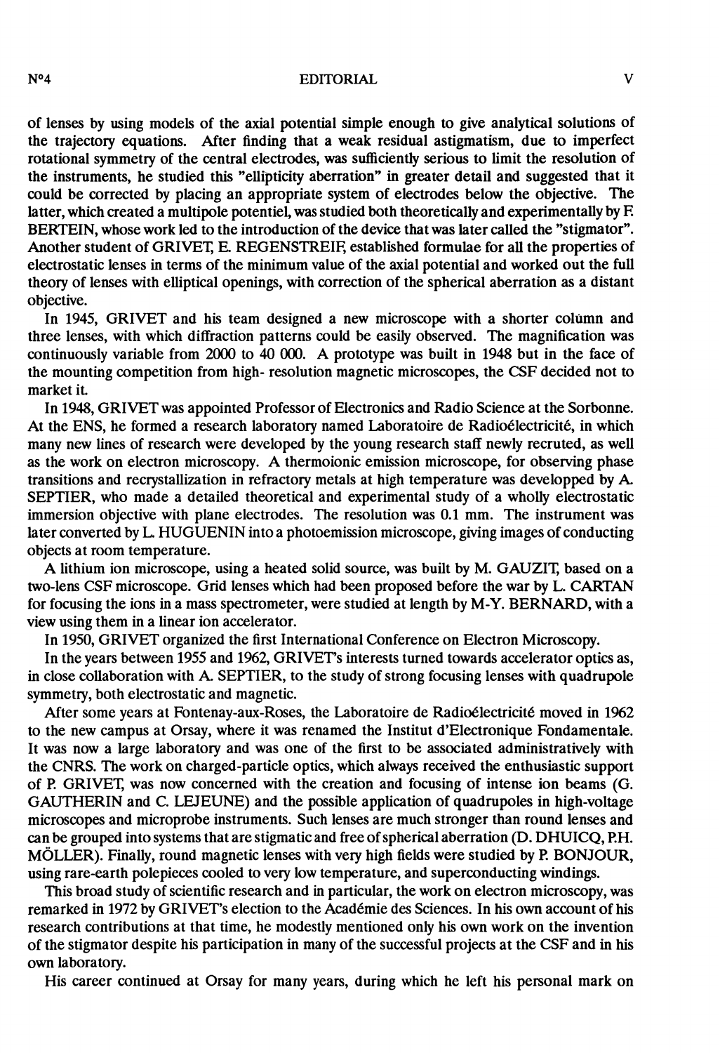of lenses by using models of the axial potential simple enough to give analytical solutions of the trajectory equations. After finding that a weak residual astigmatism, due to imperfect rotational symmetry of the central electrodes, was sufficiently serious to limit the resolution of the instruments, he studied this "ellipticity aberration" in greater detail and suggested that it could be corrected by placing an appropriate system of electrodes below the objective. The latter, which created a multipole potentiel, was studied both theoretically and experimentally by F. BERTEIN, whose work led to the introduction of the device that was later called the "stigmator". Another student of GRIVET, E. REGENSTREIF, established formulae for all the properties of electrostatic lenses in terms of the minimum value of the axial potential and worked out the full theory of lenses with elliptical openings, with correction of the spherical aberration as a distant objective.

In 1945, GRIVET and his team designed a new microscope with a shorter colùmn and three lenses, with which diffraction patterns could be easily observed. The magnification was continuously variable from 2000 to 40 000. A prototype was built in 1948 but in the face of the mounting competition from high- resolution magnetic microscopes, the CSF decided not to market it.

In 1948, GRIVET was appointed Professor of Electronics and Radio Science at the Sorbonne. At the ENS, he formed a research laboratory named Laboratoire de Radioélectricité, in which many new lines of research were developed by the young research staff newly recruted, as well as the work on electron microscopy. A thermoionic emission microscope, for observing phase transitions and recrystallization in refractory metals at high temperature was developped by A. SEPTIER, who made a detailed theoretical and experimental study of a wholly electrostatic immersion objective with plane electrodes. The resolution was 0.1 mm. The instrument was later converted by L. HUGUENIN into a photoemission microscope, giving images of conducting objects at room temperature.

A lithium ion microscope, using a heated solid source, was built by M. GAUZIT, based on a two-lens CSF microscope. Grid lenses which had been proposed before the war by L. CARTAN for focusing the ions in a mass spectrometer, were studied at length by M-Y. BERNARD, with a view using them in a linear ion accelerator.

In 1950, GRIVET organized the first International Conference on Electron Microscopy.

In the years between 1955 and 1962, GRIVET's interests turned towards accelerator optics as, in close collaboration with A. SEPTIER, to the study of strong focusing lenses with quadrupole symmetry, both electrostatic and magnetic.

After some years at Fontenay-aux-Roses, the Laboratoire de Radioélectricité moved in 1962 to the new campus at Orsay, where it was renamed the Institut d'Electronique Fondamentale. It was now a large laboratory and was one of the first to be associated administratively with the CNRS. The work on charged-particle optics, which always received the enthusiastic support of P. GRIVET, was now concerned with the creation and focusing of intense ion beams (G. GAUTHERIN and C. LEJEUNE) and the possible application of quadrupoles in high-voltage microscopes and microprobe instruments. Such lenses are much stronger than round lenses and can be grouped into systems that are stigmatic and free of spherical aberration (D. DHUICQ, P.H. MÖLLER). Finally, round magnetic lenses with very high fields were studied by P. BONJOUR, using rare-earth polepieces cooled to very low temperature, and superconducting windings.

This broad study of scientific research and in particular, the work on electron microscopy, was remarked in 1972 by GRIVET's election to the Académie des Sciences. In his own account of his research contributions at that time, he modestly mentioned only his own work on the invention of the stigmator despite his participation in many of the successful projects at the CSF and in his own laboratory.

His career continued at Orsay for many years, during which he left his personal mark on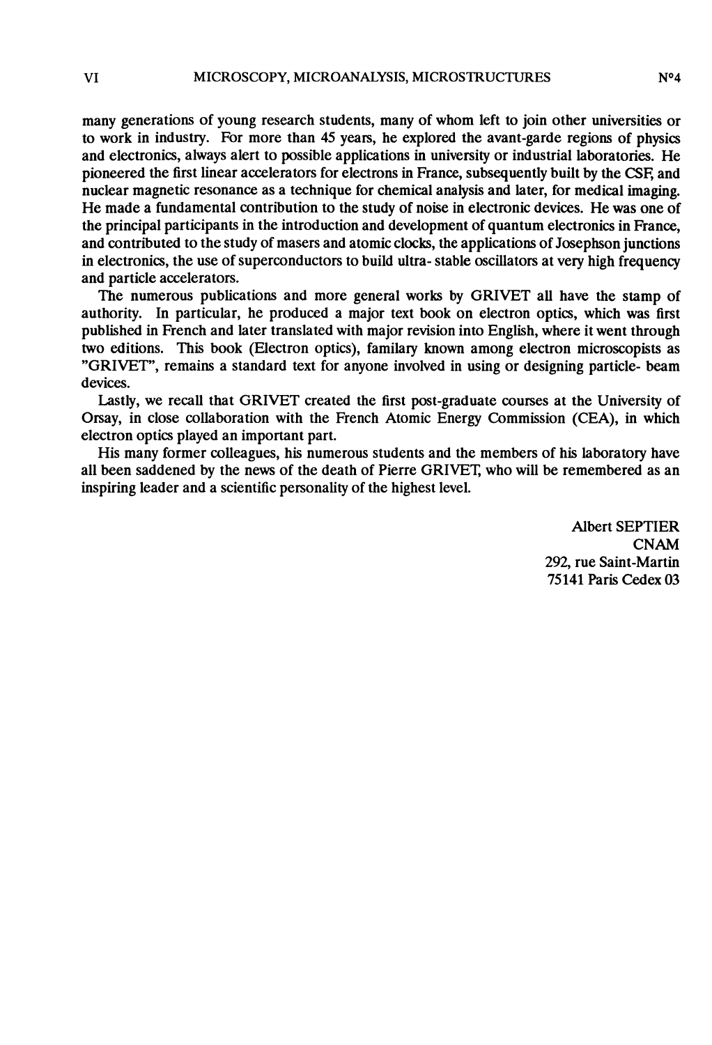many generations of young research students, many of whom left to join other universities or to work in industry. For more than 45 years, he explored the avant-garde regions of physics and electronics, always alert to possible applications in university or industrial laboratories. He pioneered the first linear accelerators for electrons in France, subsequently built by the CSF, and nuclear magnetic resonance as a technique for chemical analysis and later, for medical imaging. He made a fundamental contribution to the study of noise in electronic devices. He was one of the principal participants in the introduction and development of quantum electronics in France, and contributed to the study of masers and atomic clocks, the applications of Josephson junctions in electronics, the use of superconductors to build ultra- stable oscillators at very high frequency and particle accelerators.

The numerous publications and more general works by GRIVET all have the stamp of authority. In particular, he produced a major text book on electron optics, which was first published in French and later translated with major revision into English, where it went through two editions. This book (Electron optics), familary known among electron microscopists as "GRIVET", remains a standard text for anyone involved in using or designing particle- beam devices.

Lastly, we recall that GRIVET created the first post-graduate courses at the University of Orsay, in close collaboration with the French Atomic Energy Commission (CEA), in which electron optics played an important part.

His many former colleagues, his numerous students and the members of his laboratory have all been saddened by the news of the death of Pierre GRIVET, who will be remembered as an inspiring leader and a scientific personality of the highest level.

Albert SEPTIER
CNAM
292, rue Saint-Martin
75141 Paris Cedex 03